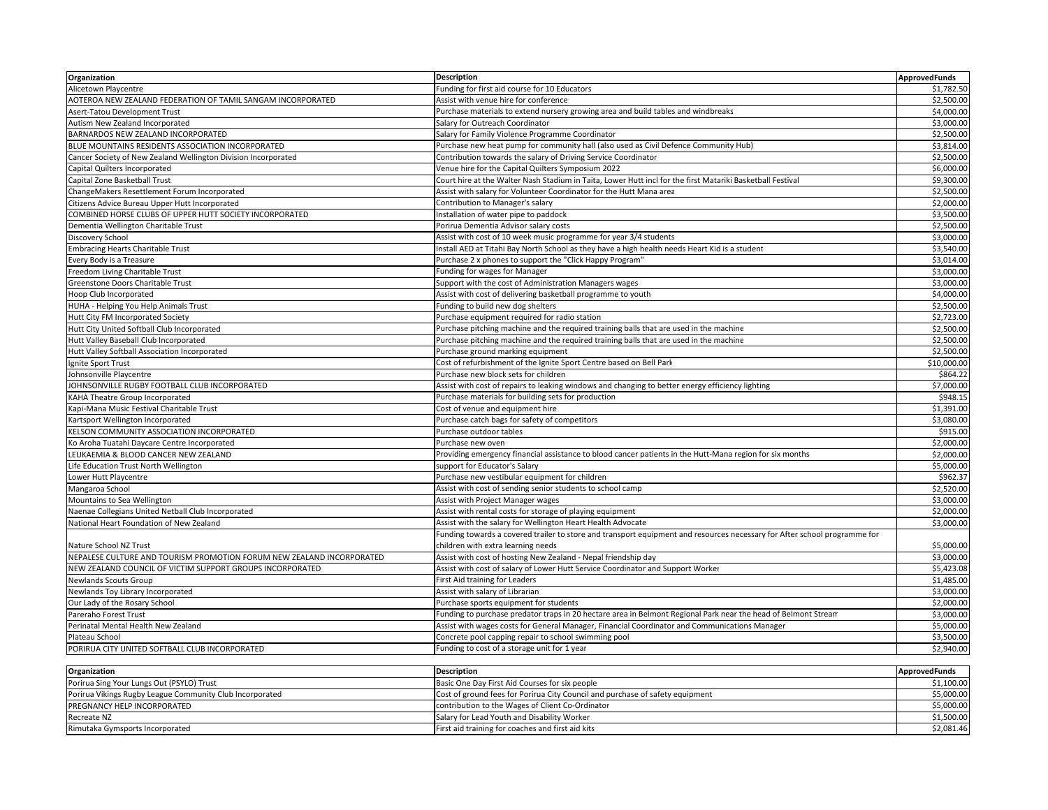| Organization | Description | ApprovedFunds |
|---|---|---|
| Alicetown Playcentre | Funding for first aid course for 10 Educators | $1,782.50 |
| AOTEROA NEW ZEALAND FEDERATION OF TAMIL SANGAM INCORPORATED | Assist with venue hire for conference | $2,500.00 |
| Asert-Tatou Development Trust | Purchase materials to extend nursery growing area and build tables and windbreaks | $4,000.00 |
| Autism New Zealand Incorporated | Salary for Outreach Coordinator | $3,000.00 |
| BARNARDOS NEW ZEALAND INCORPORATED | Salary for Family Violence Programme Coordinator | $2,500.00 |
| BLUE MOUNTAINS RESIDENTS ASSOCIATION INCORPORATED | Purchase new heat pump for community hall (also used as Civil Defence Community Hub) | $3,814.00 |
| Cancer Society of New Zealand Wellington Division Incorporated | Contribution towards the salary of Driving Service Coordinator | $2,500.00 |
| Capital Quilters Incorporated | Venue hire for the Capital Quilters Symposium 2022 | $6,000.00 |
| Capital Zone Basketball Trust | Court hire at the Walter Nash Stadium in Taita, Lower Hutt incl for the first Matariki Basketball Festival | $9,300.00 |
| ChangeMakers Resettlement Forum Incorporated | Assist with salary for Volunteer Coordinator for the Hutt Mana area | $2,500.00 |
| Citizens Advice Bureau Upper Hutt Incorporated | Contribution to Manager's salary | $2,000.00 |
| COMBINED HORSE CLUBS OF UPPER HUTT SOCIETY INCORPORATED | Installation of water pipe to paddock | $3,500.00 |
| Dementia Wellington Charitable Trust | Porirua Dementia Advisor salary costs | $2,500.00 |
| Discovery School | Assist with cost of 10 week music programme for year 3/4 students | $3,000.00 |
| Embracing Hearts Charitable Trust | Install AED at Titahi Bay North School as they have a high health needs Heart Kid is a student | $3,540.00 |
| Every Body is a Treasure | Purchase 2 x phones to support the "Click Happy Program" | $3,014.00 |
| Freedom Living Charitable Trust | Funding for wages for Manager | $3,000.00 |
| Greenstone Doors Charitable Trust | Support with the cost of Administration Managers wages | $3,000.00 |
| Hoop Club Incorporated | Assist with cost of delivering basketball programme to youth | $4,000.00 |
| HUHA - Helping You Help Animals Trust | Funding to build new dog shelters | $2,500.00 |
| Hutt City FM Incorporated Society | Purchase equipment required for radio station | $2,723.00 |
| Hutt City United Softball Club Incorporated | Purchase pitching machine and the required training balls that are used in the machine | $2,500.00 |
| Hutt Valley Baseball Club Incorporated | Purchase pitching machine and the required training balls that are used in the machine | $2,500.00 |
| Hutt Valley Softball Association Incorporated | Purchase ground marking equipment | $2,500.00 |
| Ignite Sport Trust | Cost of refurbishment of the Ignite Sport Centre based on Bell Park | $10,000.00 |
| Johnsonville Playcentre | Purchase new block sets for children | $864.22 |
| JOHNSONVILLE RUGBY FOOTBALL CLUB INCORPORATED | Assist with cost of repairs to leaking windows and changing to better energy efficiency lighting | $7,000.00 |
| KAHA Theatre Group Incorporated | Purchase materials for building sets for production | $948.15 |
| Kapi-Mana Music Festival Charitable Trust | Cost of venue and equipment hire | $1,391.00 |
| Kartsport Wellington Incorporated | Purchase catch bags for safety of competitors | $3,080.00 |
| KELSON COMMUNITY ASSOCIATION INCORPORATED | Purchase outdoor tables | $915.00 |
| Ko Aroha Tuatahi Daycare Centre Incorporated | Purchase new oven | $2,000.00 |
| LEUKAEMIA & BLOOD CANCER NEW ZEALAND | Providing emergency financial assistance to blood cancer patients in the Hutt-Mana region for six months | $2,000.00 |
| Life Education Trust North Wellington | support for Educator's Salary | $5,000.00 |
| Lower Hutt Playcentre | Purchase new vestibular equipment for children | $962.37 |
| Mangaroa School | Assist with cost of sending senior students to school camp | $2,520.00 |
| Mountains to Sea Wellington | Assist with Project Manager wages | $3,000.00 |
| Naenae Collegians United Netball Club Incorporated | Assist with rental costs for storage of playing equipment | $2,000.00 |
| National Heart Foundation of New Zealand | Assist with the salary for Wellington Heart Health Advocate | $3,000.00 |
| Nature School NZ Trust | Funding towards a covered trailer to store and transport equipment and resources necessary for After school programme for children with extra learning needs | $5,000.00 |
| NEPALESE CULTURE AND TOURISM PROMOTION FORUM NEW ZEALAND INCORPORATED | Assist with cost of hosting New Zealand - Nepal friendship day | $3,000.00 |
| NEW ZEALAND COUNCIL OF VICTIM SUPPORT GROUPS INCORPORATED | Assist with cost of salary of Lower Hutt Service Coordinator and Support Worker | $5,423.08 |
| Newlands Scouts Group | First Aid training for Leaders | $1,485.00 |
| Newlands Toy Library Incorporated | Assist with salary of Librarian | $3,000.00 |
| Our Lady of the Rosary School | Purchase sports equipment for students | $2,000.00 |
| Pareraho Forest Trust | Funding to purchase predator traps in 20 hectare area in Belmont Regional Park near the head of Belmont Stream | $3,000.00 |
| Perinatal Mental Health New Zealand | Assist with wages costs for General Manager, Financial Coordinator and Communications Manager | $5,000.00 |
| Plateau School | Concrete pool capping repair to school swimming pool | $3,500.00 |
| PORIRUA CITY UNITED SOFTBALL CLUB INCORPORATED | Funding to cost of a storage unit for 1 year | $2,940.00 |
| Porirua Sing Your Lungs Out (PSYLO) Trust | Basic One Day First Aid Courses for six people | $1,100.00 |
| Porirua Vikings Rugby League Community Club Incorporated | Cost of ground fees for Porirua City Council and purchase of safety equipment | $5,000.00 |
| PREGNANCY HELP INCORPORATED | contribution to the Wages of Client Co-Ordinator | $5,000.00 |
| Recreate NZ | Salary for Lead Youth and Disability Worker | $1,500.00 |
| Rimutaka Gymsports Incorporated | First aid training for coaches and first aid kits | $2,081.46 |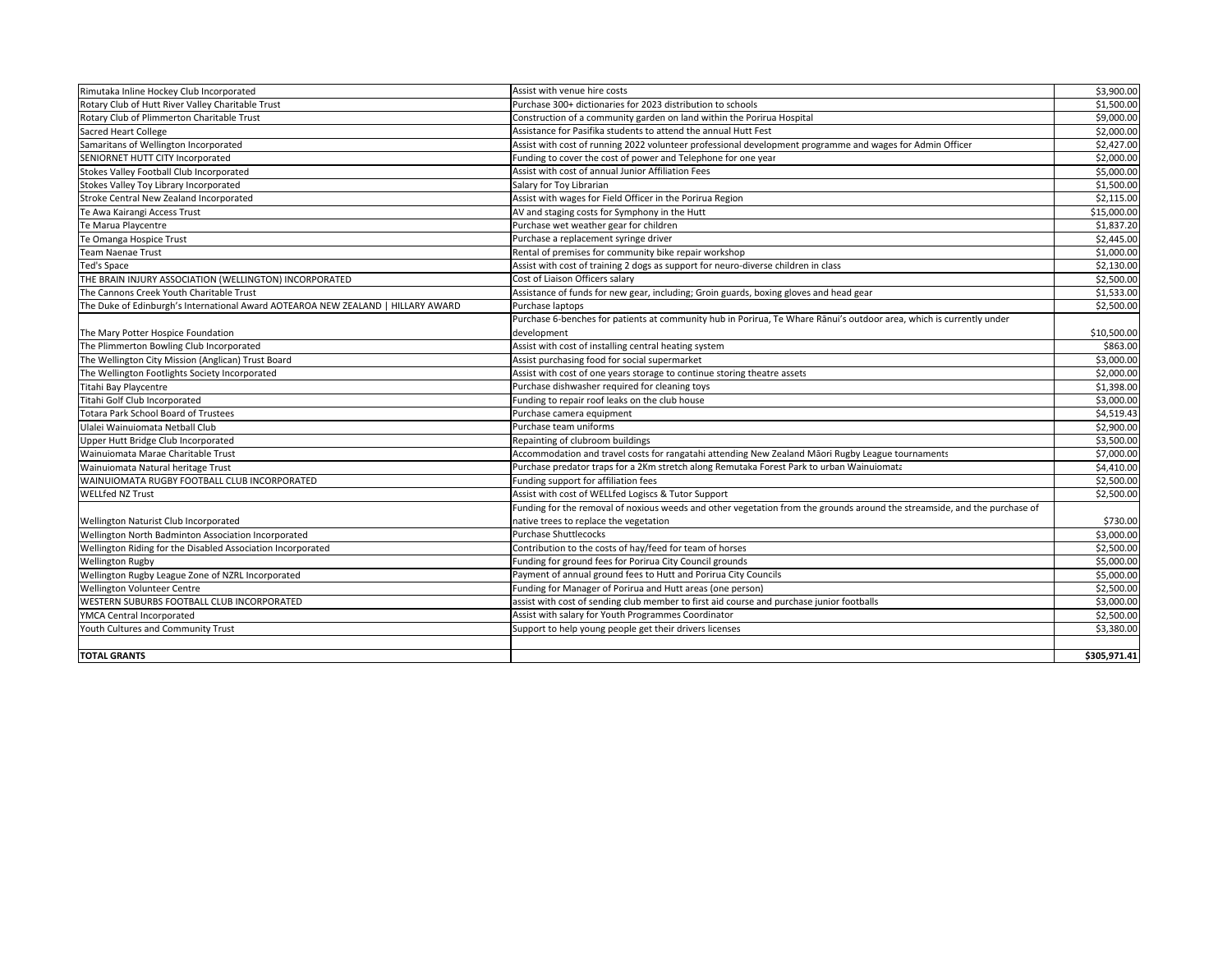| | | |
|---|---|---|
| Rimutaka Inline Hockey Club Incorporated | Assist with venue hire costs | $3,900.00 |
| Rotary Club of Hutt River Valley Charitable Trust | Purchase 300+ dictionaries for 2023 distribution to schools | $1,500.00 |
| Rotary Club of Plimmerton Charitable Trust | Construction of a community garden on land within the Porirua Hospital | $9,000.00 |
| Sacred Heart College | Assistance for Pasifika students to attend the annual Hutt Fest | $2,000.00 |
| Samaritans of Wellington Incorporated | Assist with cost of running 2022 volunteer professional development programme and wages for Admin Officer | $2,427.00 |
| SENIORNET HUTT CITY Incorporated | Funding to cover the cost of power and Telephone for one year | $2,000.00 |
| Stokes Valley Football Club Incorporated | Assist with cost of annual Junior Affiliation Fees | $5,000.00 |
| Stokes Valley Toy Library Incorporated | Salary for Toy Librarian | $1,500.00 |
| Stroke Central New Zealand Incorporated | Assist with wages for Field Officer in the Porirua Region | $2,115.00 |
| Te Awa Kairangi Access Trust | AV and staging costs for Symphony in the Hutt | $15,000.00 |
| Te Marua Playcentre | Purchase wet weather gear for children | $1,837.20 |
| Te Omanga Hospice Trust | Purchase a replacement syringe driver | $2,445.00 |
| Team Naenae Trust | Rental of premises for community bike repair workshop | $1,000.00 |
| Ted's Space | Assist with cost of training 2 dogs as support for neuro-diverse children in class | $2,130.00 |
| THE BRAIN INJURY ASSOCIATION (WELLINGTON) INCORPORATED | Cost of Liaison Officers salary | $2,500.00 |
| The Cannons Creek Youth Charitable Trust | Assistance of funds for new gear, including; Groin guards, boxing gloves and head gear | $1,533.00 |
| The Duke of Edinburgh's International Award AOTEAROA NEW ZEALAND \| HILLARY AWARD | Purchase laptops | $2,500.00 |
| The Mary Potter Hospice Foundation | Purchase 6-benches for patients at community hub in Porirua, Te Whare Rānui's outdoor area, which is currently under development | $10,500.00 |
| The Plimmerton Bowling Club Incorporated | Assist with cost of installing central heating system | $863.00 |
| The Wellington City Mission (Anglican) Trust Board | Assist purchasing food for social supermarket | $3,000.00 |
| The Wellington Footlights Society Incorporated | Assist with cost of one years storage to continue storing theatre assets | $2,000.00 |
| Titahi Bay Playcentre | Purchase dishwasher required for cleaning toys | $1,398.00 |
| Titahi Golf Club Incorporated | Funding to repair roof leaks on the club house | $3,000.00 |
| Totara Park School Board of Trustees | Purchase camera equipment | $4,519.43 |
| Ulalei Wainuiomata Netball Club | Purchase team uniforms | $2,900.00 |
| Upper Hutt Bridge Club Incorporated | Repainting of clubroom buildings | $3,500.00 |
| Wainuiomata Marae Charitable Trust | Accommodation and travel costs for rangatahi attending New Zealand Māori Rugby League tournaments | $7,000.00 |
| Wainuiomata Natural heritage Trust | Purchase predator traps for a 2Km stretch along Remutaka Forest Park to urban Wainuiomata | $4,410.00 |
| WAINUIOMATA RUGBY FOOTBALL CLUB INCORPORATED | Funding support for affiliation fees | $2,500.00 |
| WELLfed NZ Trust | Assist with cost of WELLfed Logiscs & Tutor Support | $2,500.00 |
| Wellington Naturist Club Incorporated | Funding for the removal of noxious weeds and other vegetation from the grounds around the streamside, and the purchase of native trees to replace the vegetation | $730.00 |
| Wellington North Badminton Association Incorporated | Purchase Shuttlecocks | $3,000.00 |
| Wellington Riding for the Disabled Association Incorporated | Contribution to the costs of hay/feed for team of horses | $2,500.00 |
| Wellington Rugby | Funding for ground fees for Porirua City Council grounds | $5,000.00 |
| Wellington Rugby League Zone of NZRL Incorporated | Payment of annual ground fees to Hutt and Porirua City Councils | $5,000.00 |
| Wellington Volunteer Centre | Funding for Manager of Porirua and Hutt areas (one person) | $2,500.00 |
| WESTERN SUBURBS FOOTBALL CLUB INCORPORATED | assist with cost of sending club member to first aid course and purchase junior footballs | $3,000.00 |
| YMCA Central Incorporated | Assist with salary for Youth Programmes Coordinator | $2,500.00 |
| Youth Cultures and Community Trust | Support to help young people get their drivers licenses | $3,380.00 |
| | | |
| **TOTAL GRANTS** | | **$305,971.41** |